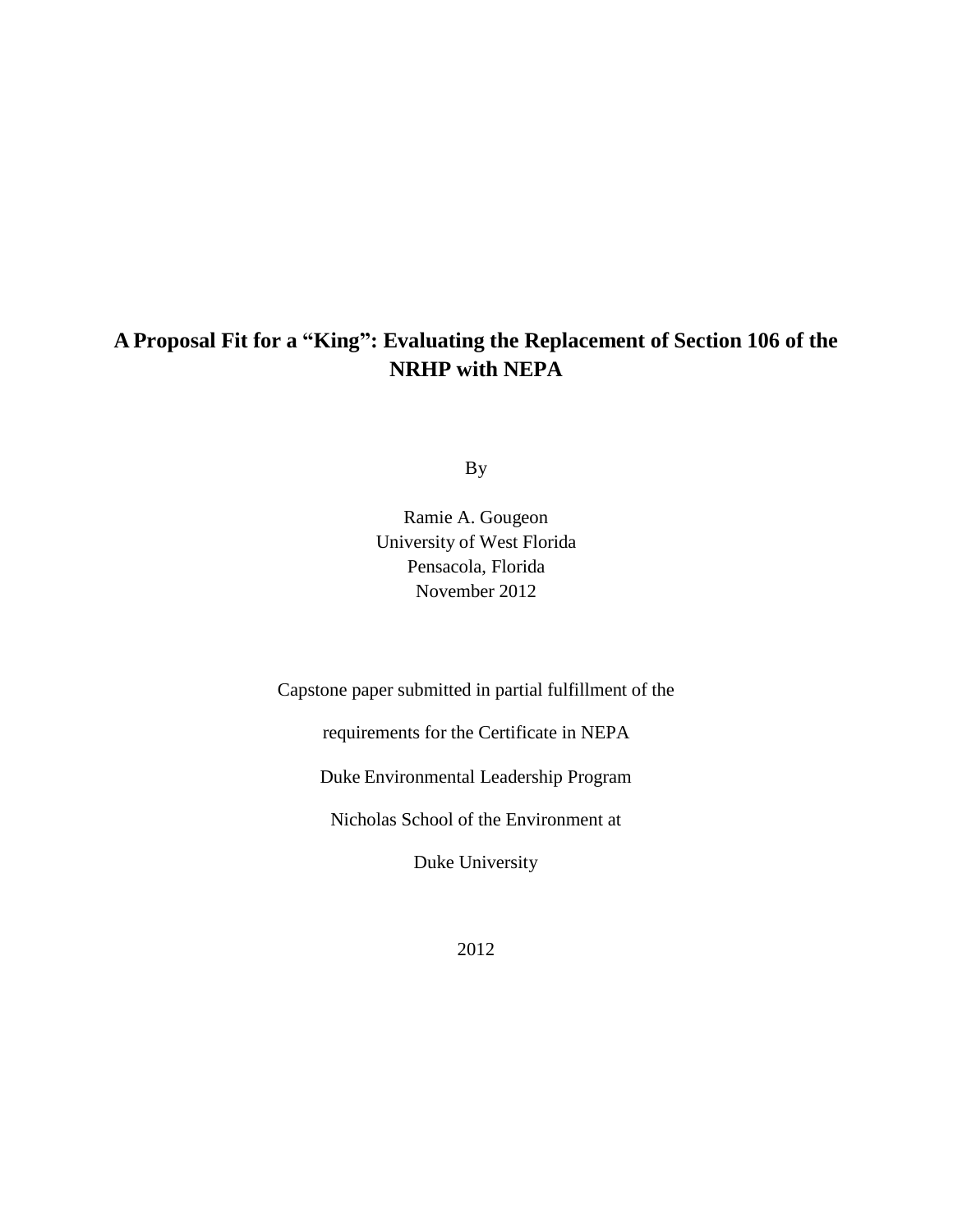# A Proposal Fit for a "King": Evaluating the Replacement of Section 106 of the NRHP with NEPA

By

Ramie A. Gougeon
University of West Florida
Pensacola, Florida
November 2012

Capstone paper submitted in partial fulfillment of the

requirements for the Certificate in NEPA

Duke Environmental Leadership Program

Nicholas School of the Environment at

Duke University

2012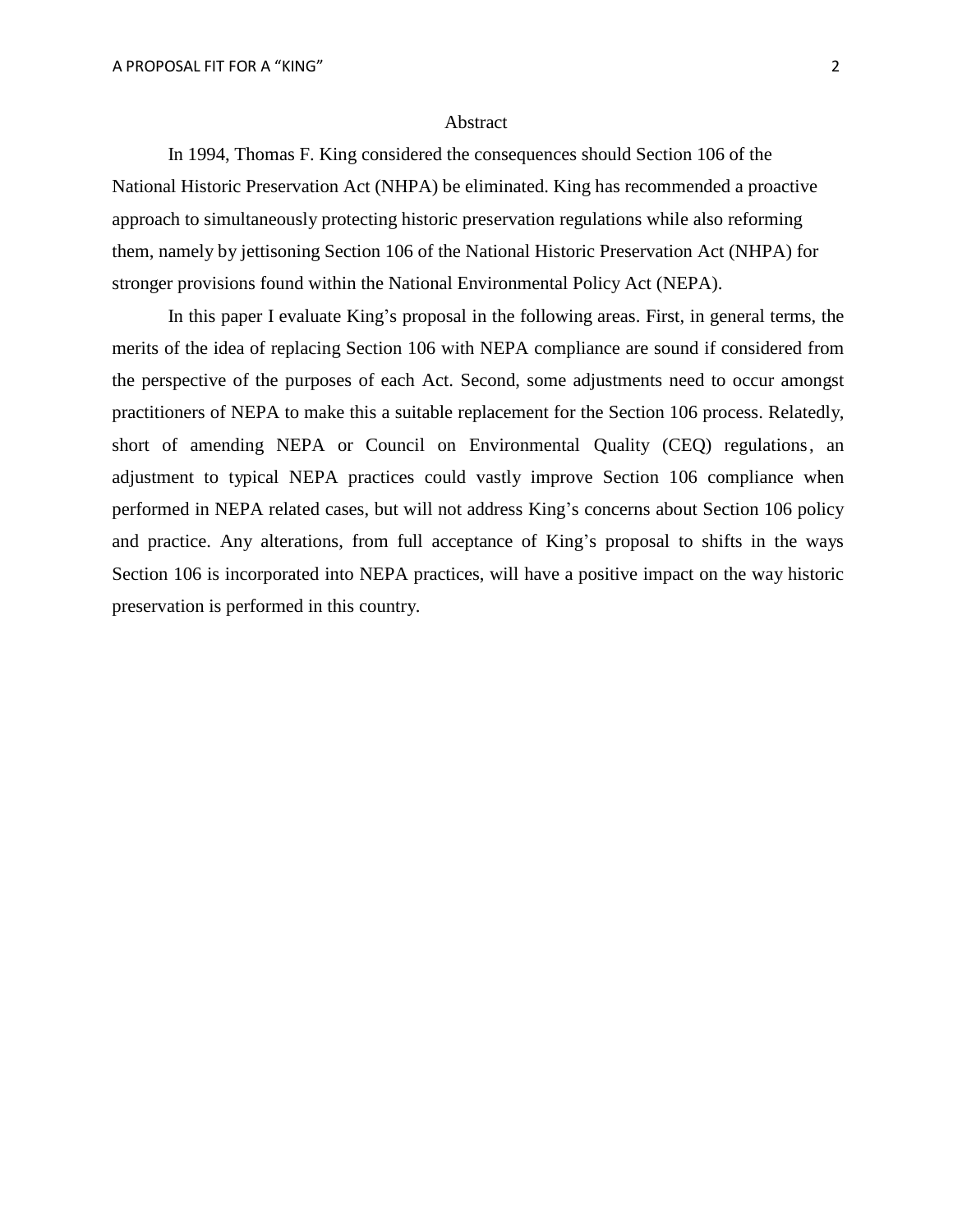# Abstract

In 1994, Thomas F. King considered the consequences should Section 106 of the National Historic Preservation Act (NHPA) be eliminated. King has recommended a proactive approach to simultaneously protecting historic preservation regulations while also reforming them, namely by jettisoning Section 106 of the National Historic Preservation Act (NHPA) for stronger provisions found within the National Environmental Policy Act (NEPA).

In this paper I evaluate King's proposal in the following areas. First, in general terms, the merits of the idea of replacing Section 106 with NEPA compliance are sound if considered from the perspective of the purposes of each Act. Second, some adjustments need to occur amongst practitioners of NEPA to make this a suitable replacement for the Section 106 process. Relatedly, short of amending NEPA or Council on Environmental Quality (CEQ) regulations, an adjustment to typical NEPA practices could vastly improve Section 106 compliance when performed in NEPA related cases, but will not address King's concerns about Section 106 policy and practice. Any alterations, from full acceptance of King's proposal to shifts in the ways Section 106 is incorporated into NEPA practices, will have a positive impact on the way historic preservation is performed in this country.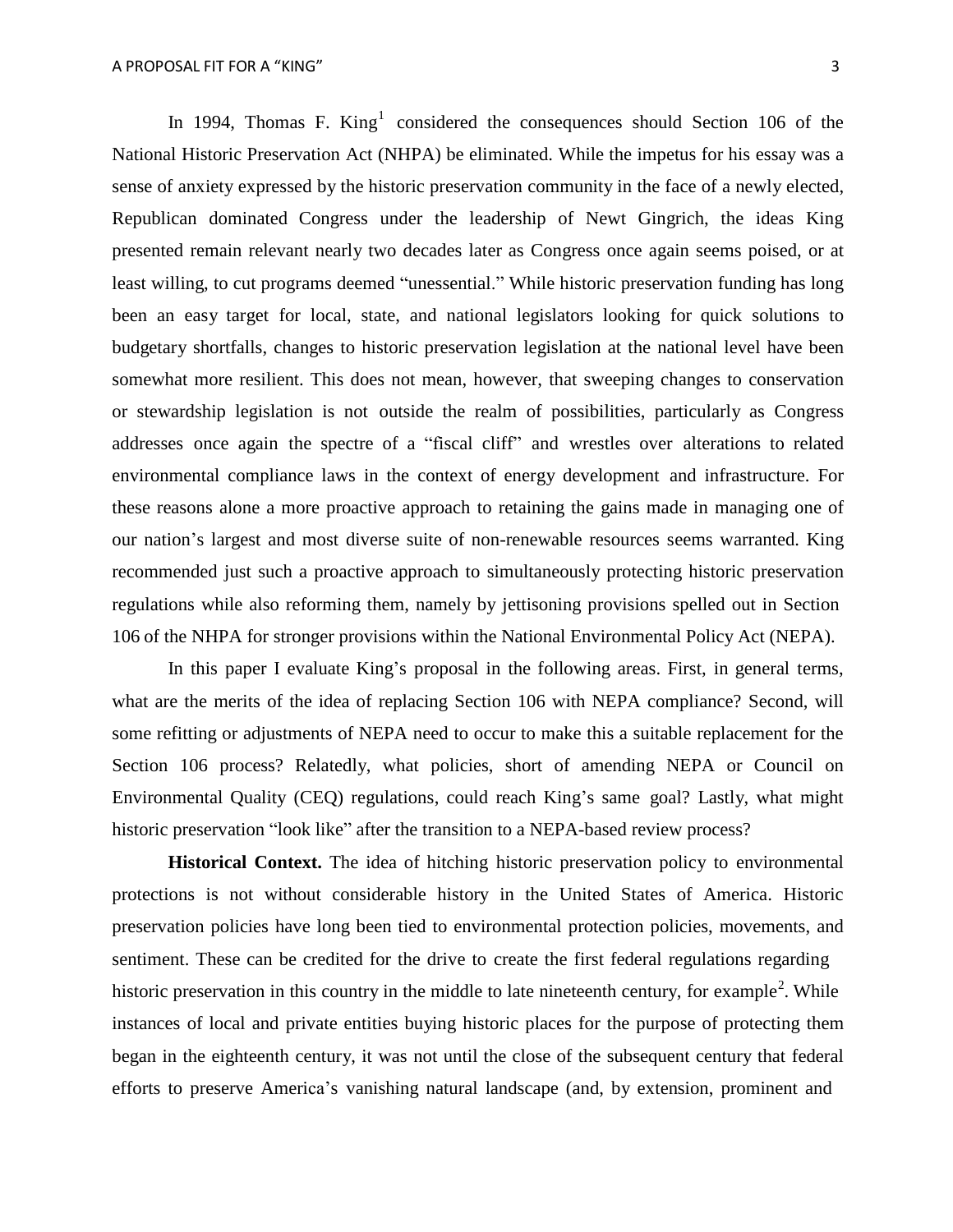In 1994, Thomas F. King[1] considered the consequences should Section 106 of the National Historic Preservation Act (NHPA) be eliminated. While the impetus for his essay was a sense of anxiety expressed by the historic preservation community in the face of a newly elected, Republican dominated Congress under the leadership of Newt Gingrich, the ideas King presented remain relevant nearly two decades later as Congress once again seems poised, or at least willing, to cut programs deemed "unessential." While historic preservation funding has long been an easy target for local, state, and national legislators looking for quick solutions to budgetary shortfalls, changes to historic preservation legislation at the national level have been somewhat more resilient. This does not mean, however, that sweeping changes to conservation or stewardship legislation is not outside the realm of possibilities, particularly as Congress addresses once again the spectre of a "fiscal cliff" and wrestles over alterations to related environmental compliance laws in the context of energy development and infrastructure. For these reasons alone a more proactive approach to retaining the gains made in managing one of our nation's largest and most diverse suite of non-renewable resources seems warranted. King recommended just such a proactive approach to simultaneously protecting historic preservation regulations while also reforming them, namely by jettisoning provisions spelled out in Section 106 of the NHPA for stronger provisions within the National Environmental Policy Act (NEPA).

In this paper I evaluate King's proposal in the following areas. First, in general terms, what are the merits of the idea of replacing Section 106 with NEPA compliance? Second, will some refitting or adjustments of NEPA need to occur to make this a suitable replacement for the Section 106 process? Relatedly, what policies, short of amending NEPA or Council on Environmental Quality (CEQ) regulations, could reach King's same goal? Lastly, what might historic preservation "look like" after the transition to a NEPA-based review process?

**Historical Context.** The idea of hitching historic preservation policy to environmental protections is not without considerable history in the United States of America. Historic preservation policies have long been tied to environmental protection policies, movements, and sentiment. These can be credited for the drive to create the first federal regulations regarding historic preservation in this country in the middle to late nineteenth century, for example[2]. While instances of local and private entities buying historic places for the purpose of protecting them began in the eighteenth century, it was not until the close of the subsequent century that federal efforts to preserve America's vanishing natural landscape (and, by extension, prominent and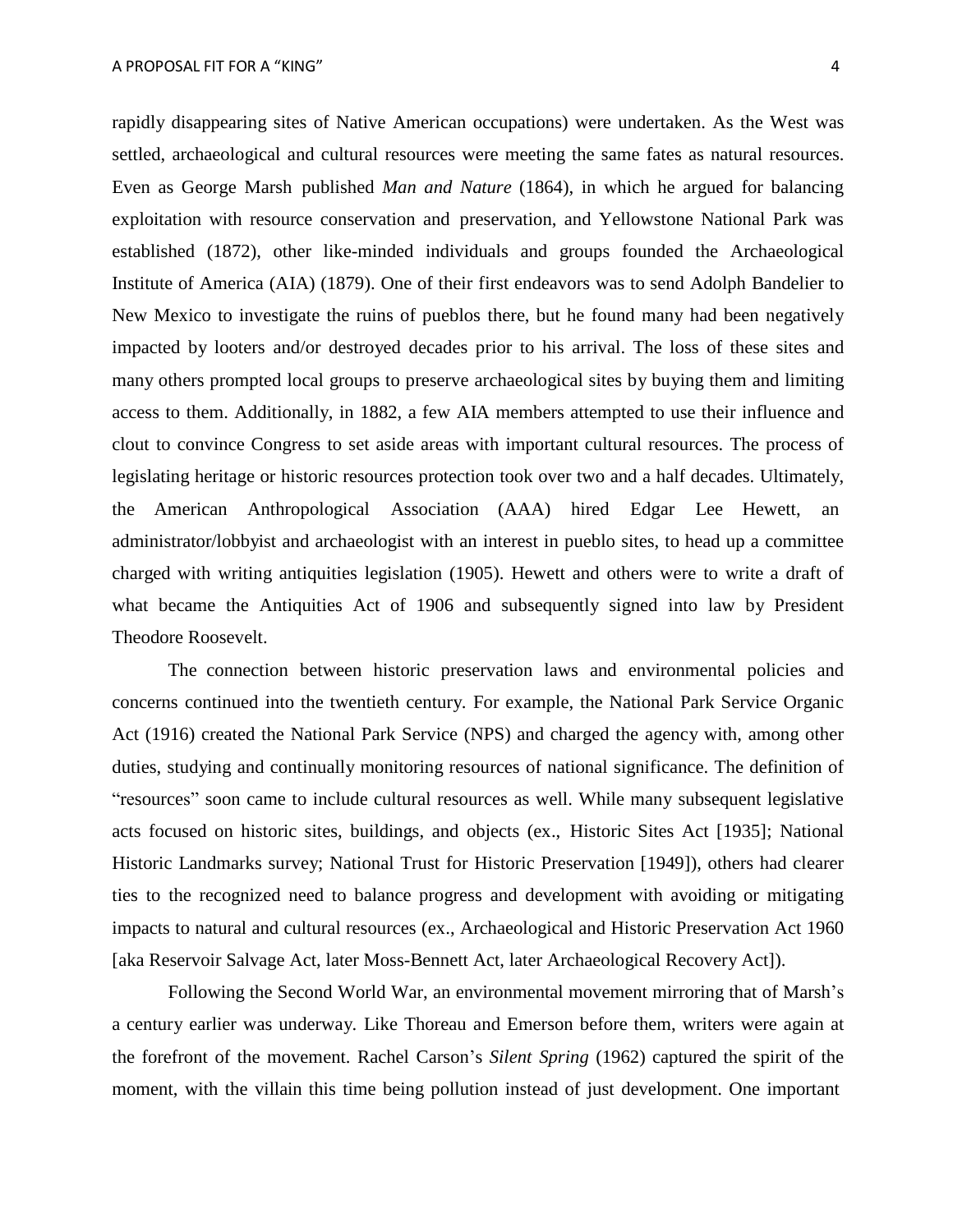rapidly disappearing sites of Native American occupations) were undertaken. As the West was settled, archaeological and cultural resources were meeting the same fates as natural resources. Even as George Marsh published *Man and Nature* (1864), in which he argued for balancing exploitation with resource conservation and preservation, and Yellowstone National Park was established (1872), other like-minded individuals and groups founded the Archaeological Institute of America (AIA) (1879). One of their first endeavors was to send Adolph Bandelier to New Mexico to investigate the ruins of pueblos there, but he found many had been negatively impacted by looters and/or destroyed decades prior to his arrival. The loss of these sites and many others prompted local groups to preserve archaeological sites by buying them and limiting access to them. Additionally, in 1882, a few AIA members attempted to use their influence and clout to convince Congress to set aside areas with important cultural resources. The process of legislating heritage or historic resources protection took over two and a half decades. Ultimately, the American Anthropological Association (AAA) hired Edgar Lee Hewett, an administrator/lobbyist and archaeologist with an interest in pueblo sites, to head up a committee charged with writing antiquities legislation (1905). Hewett and others were to write a draft of what became the Antiquities Act of 1906 and subsequently signed into law by President Theodore Roosevelt.

The connection between historic preservation laws and environmental policies and concerns continued into the twentieth century. For example, the National Park Service Organic Act (1916) created the National Park Service (NPS) and charged the agency with, among other duties, studying and continually monitoring resources of national significance. The definition of "resources" soon came to include cultural resources as well. While many subsequent legislative acts focused on historic sites, buildings, and objects (ex., Historic Sites Act [1935]; National Historic Landmarks survey; National Trust for Historic Preservation [1949]), others had clearer ties to the recognized need to balance progress and development with avoiding or mitigating impacts to natural and cultural resources (ex., Archaeological and Historic Preservation Act 1960 [aka Reservoir Salvage Act, later Moss-Bennett Act, later Archaeological Recovery Act]).

Following the Second World War, an environmental movement mirroring that of Marsh's a century earlier was underway. Like Thoreau and Emerson before them, writers were again at the forefront of the movement. Rachel Carson's *Silent Spring* (1962) captured the spirit of the moment, with the villain this time being pollution instead of just development. One important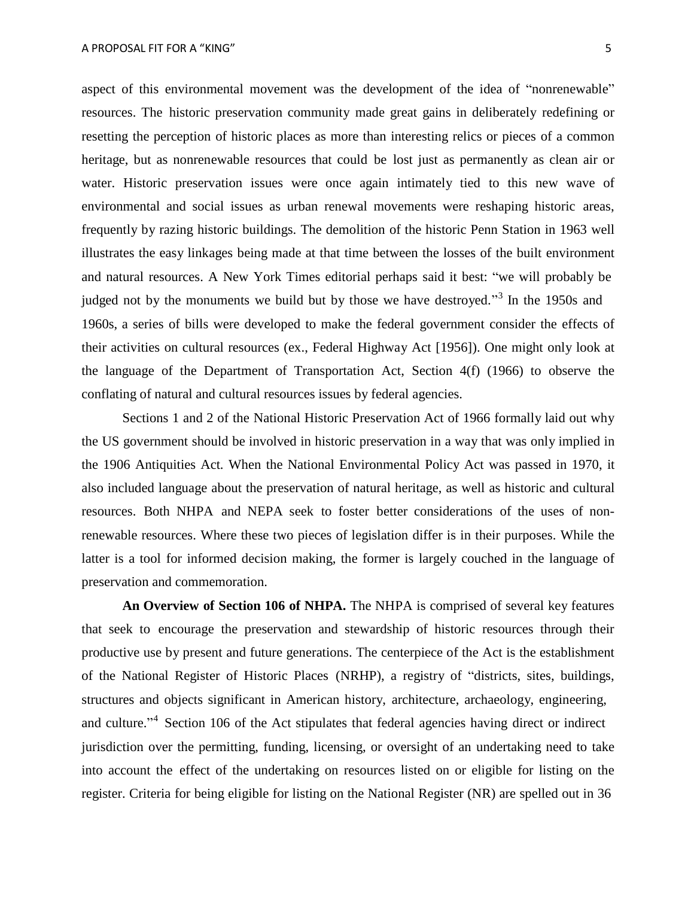aspect of this environmental movement was the development of the idea of "nonrenewable" resources. The historic preservation community made great gains in deliberately redefining or resetting the perception of historic places as more than interesting relics or pieces of a common heritage, but as nonrenewable resources that could be lost just as permanently as clean air or water. Historic preservation issues were once again intimately tied to this new wave of environmental and social issues as urban renewal movements were reshaping historic areas, frequently by razing historic buildings. The demolition of the historic Penn Station in 1963 well illustrates the easy linkages being made at that time between the losses of the built environment and natural resources. A New York Times editorial perhaps said it best: "we will probably be judged not by the monuments we build but by those we have destroyed."[3] In the 1950s and 1960s, a series of bills were developed to make the federal government consider the effects of their activities on cultural resources (ex., Federal Highway Act [1956]). One might only look at the language of the Department of Transportation Act, Section 4(f) (1966) to observe the conflating of natural and cultural resources issues by federal agencies.

Sections 1 and 2 of the National Historic Preservation Act of 1966 formally laid out why the US government should be involved in historic preservation in a way that was only implied in the 1906 Antiquities Act. When the National Environmental Policy Act was passed in 1970, it also included language about the preservation of natural heritage, as well as historic and cultural resources. Both NHPA and NEPA seek to foster better considerations of the uses of non-renewable resources. Where these two pieces of legislation differ is in their purposes. While the latter is a tool for informed decision making, the former is largely couched in the language of preservation and commemoration.

**An Overview of Section 106 of NHPA.** The NHPA is comprised of several key features that seek to encourage the preservation and stewardship of historic resources through their productive use by present and future generations. The centerpiece of the Act is the establishment of the National Register of Historic Places (NRHP), a registry of "districts, sites, buildings, structures and objects significant in American history, architecture, archaeology, engineering, and culture."[4] Section 106 of the Act stipulates that federal agencies having direct or indirect jurisdiction over the permitting, funding, licensing, or oversight of an undertaking need to take into account the effect of the undertaking on resources listed on or eligible for listing on the register. Criteria for being eligible for listing on the National Register (NR) are spelled out in 36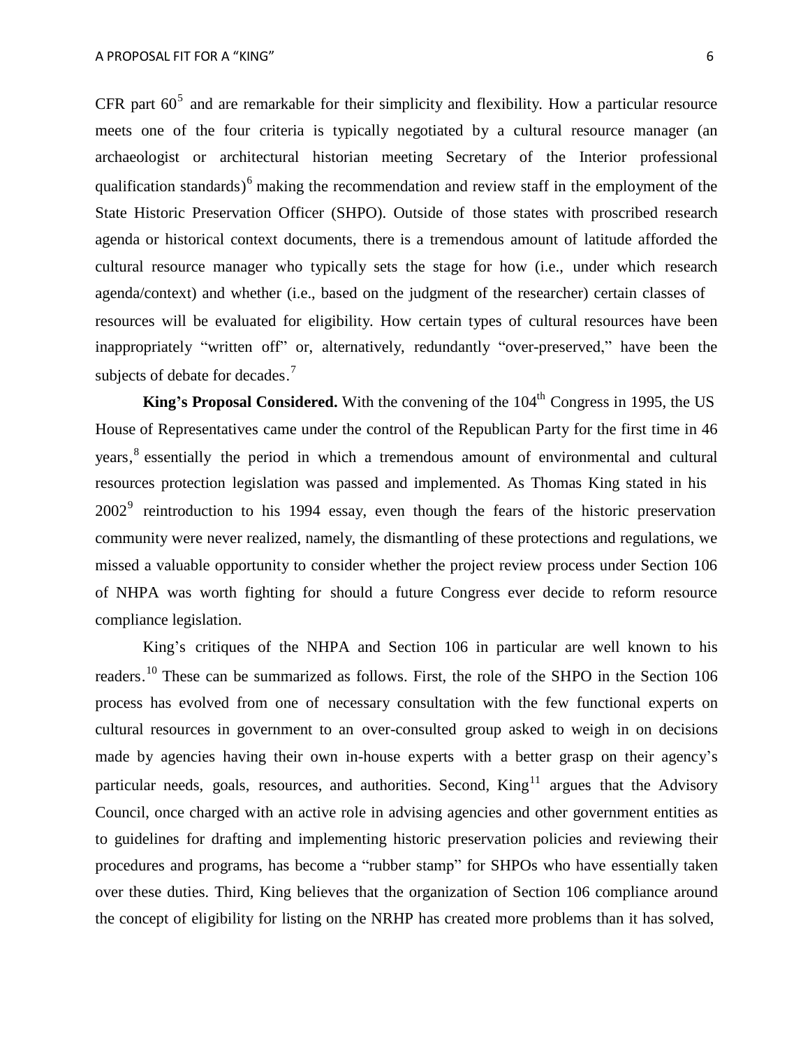CFR part 60[5] and are remarkable for their simplicity and flexibility. How a particular resource meets one of the four criteria is typically negotiated by a cultural resource manager (an archaeologist or architectural historian meeting Secretary of the Interior professional qualification standards)[6] making the recommendation and review staff in the employment of the State Historic Preservation Officer (SHPO). Outside of those states with proscribed research agenda or historical context documents, there is a tremendous amount of latitude afforded the cultural resource manager who typically sets the stage for how (i.e., under which research agenda/context) and whether (i.e., based on the judgment of the researcher) certain classes of resources will be evaluated for eligibility. How certain types of cultural resources have been inappropriately "written off" or, alternatively, redundantly "over-preserved," have been the subjects of debate for decades.[7]

**King's Proposal Considered.** With the convening of the 104th Congress in 1995, the US House of Representatives came under the control of the Republican Party for the first time in 46 years,[8] essentially the period in which a tremendous amount of environmental and cultural resources protection legislation was passed and implemented. As Thomas King stated in his 2002[9] reintroduction to his 1994 essay, even though the fears of the historic preservation community were never realized, namely, the dismantling of these protections and regulations, we missed a valuable opportunity to consider whether the project review process under Section 106 of NHPA was worth fighting for should a future Congress ever decide to reform resource compliance legislation.

King's critiques of the NHPA and Section 106 in particular are well known to his readers.[10] These can be summarized as follows. First, the role of the SHPO in the Section 106 process has evolved from one of necessary consultation with the few functional experts on cultural resources in government to an over-consulted group asked to weigh in on decisions made by agencies having their own in-house experts with a better grasp on their agency's particular needs, goals, resources, and authorities. Second, King[11] argues that the Advisory Council, once charged with an active role in advising agencies and other government entities as to guidelines for drafting and implementing historic preservation policies and reviewing their procedures and programs, has become a "rubber stamp" for SHPOs who have essentially taken over these duties. Third, King believes that the organization of Section 106 compliance around the concept of eligibility for listing on the NRHP has created more problems than it has solved,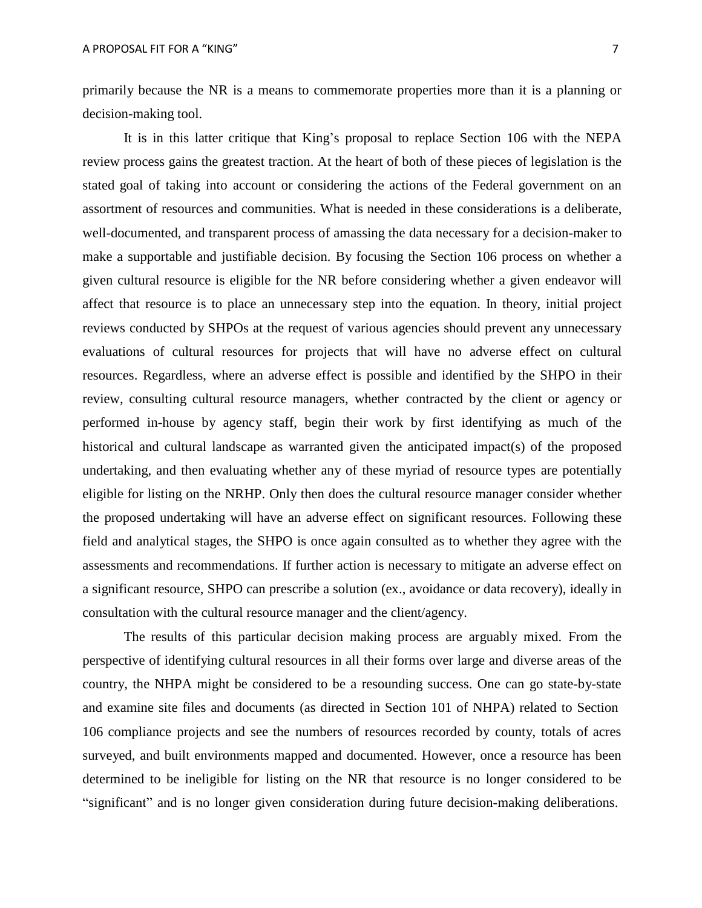primarily because the NR is a means to commemorate properties more than it is a planning or decision-making tool.

It is in this latter critique that King's proposal to replace Section 106 with the NEPA review process gains the greatest traction. At the heart of both of these pieces of legislation is the stated goal of taking into account or considering the actions of the Federal government on an assortment of resources and communities. What is needed in these considerations is a deliberate, well-documented, and transparent process of amassing the data necessary for a decision-maker to make a supportable and justifiable decision. By focusing the Section 106 process on whether a given cultural resource is eligible for the NR before considering whether a given endeavor will affect that resource is to place an unnecessary step into the equation. In theory, initial project reviews conducted by SHPOs at the request of various agencies should prevent any unnecessary evaluations of cultural resources for projects that will have no adverse effect on cultural resources. Regardless, where an adverse effect is possible and identified by the SHPO in their review, consulting cultural resource managers, whether contracted by the client or agency or performed in-house by agency staff, begin their work by first identifying as much of the historical and cultural landscape as warranted given the anticipated impact(s) of the proposed undertaking, and then evaluating whether any of these myriad of resource types are potentially eligible for listing on the NRHP. Only then does the cultural resource manager consider whether the proposed undertaking will have an adverse effect on significant resources. Following these field and analytical stages, the SHPO is once again consulted as to whether they agree with the assessments and recommendations. If further action is necessary to mitigate an adverse effect on a significant resource, SHPO can prescribe a solution (ex., avoidance or data recovery), ideally in consultation with the cultural resource manager and the client/agency.

The results of this particular decision making process are arguably mixed. From the perspective of identifying cultural resources in all their forms over large and diverse areas of the country, the NHPA might be considered to be a resounding success. One can go state-by-state and examine site files and documents (as directed in Section 101 of NHPA) related to Section 106 compliance projects and see the numbers of resources recorded by county, totals of acres surveyed, and built environments mapped and documented. However, once a resource has been determined to be ineligible for listing on the NR that resource is no longer considered to be "significant" and is no longer given consideration during future decision-making deliberations.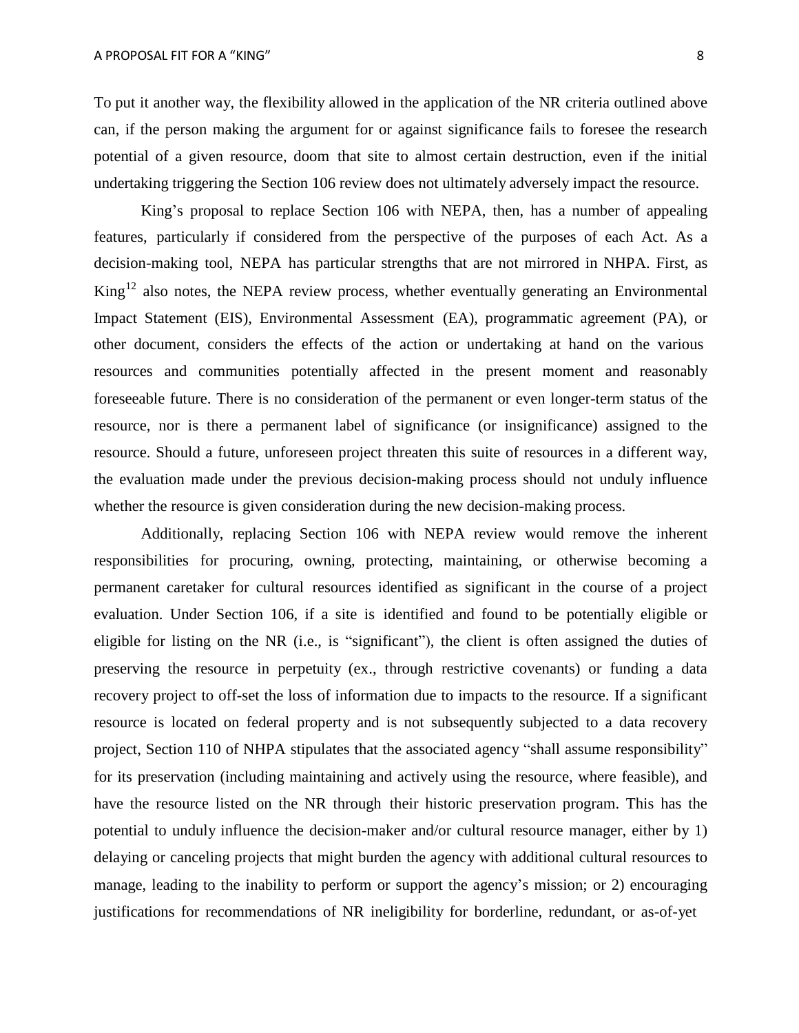To put it another way, the flexibility allowed in the application of the NR criteria outlined above can, if the person making the argument for or against significance fails to foresee the research potential of a given resource, doom that site to almost certain destruction, even if the initial undertaking triggering the Section 106 review does not ultimately adversely impact the resource.

King's proposal to replace Section 106 with NEPA, then, has a number of appealing features, particularly if considered from the perspective of the purposes of each Act. As a decision-making tool, NEPA has particular strengths that are not mirrored in NHPA. First, as King[12] also notes, the NEPA review process, whether eventually generating an Environmental Impact Statement (EIS), Environmental Assessment (EA), programmatic agreement (PA), or other document, considers the effects of the action or undertaking at hand on the various resources and communities potentially affected in the present moment and reasonably foreseeable future. There is no consideration of the permanent or even longer-term status of the resource, nor is there a permanent label of significance (or insignificance) assigned to the resource. Should a future, unforeseen project threaten this suite of resources in a different way, the evaluation made under the previous decision-making process should not unduly influence whether the resource is given consideration during the new decision-making process.

Additionally, replacing Section 106 with NEPA review would remove the inherent responsibilities for procuring, owning, protecting, maintaining, or otherwise becoming a permanent caretaker for cultural resources identified as significant in the course of a project evaluation. Under Section 106, if a site is identified and found to be potentially eligible or eligible for listing on the NR (i.e., is "significant"), the client is often assigned the duties of preserving the resource in perpetuity (ex., through restrictive covenants) or funding a data recovery project to off-set the loss of information due to impacts to the resource. If a significant resource is located on federal property and is not subsequently subjected to a data recovery project, Section 110 of NHPA stipulates that the associated agency "shall assume responsibility" for its preservation (including maintaining and actively using the resource, where feasible), and have the resource listed on the NR through their historic preservation program. This has the potential to unduly influence the decision-maker and/or cultural resource manager, either by 1) delaying or canceling projects that might burden the agency with additional cultural resources to manage, leading to the inability to perform or support the agency's mission; or 2) encouraging justifications for recommendations of NR ineligibility for borderline, redundant, or as-of-yet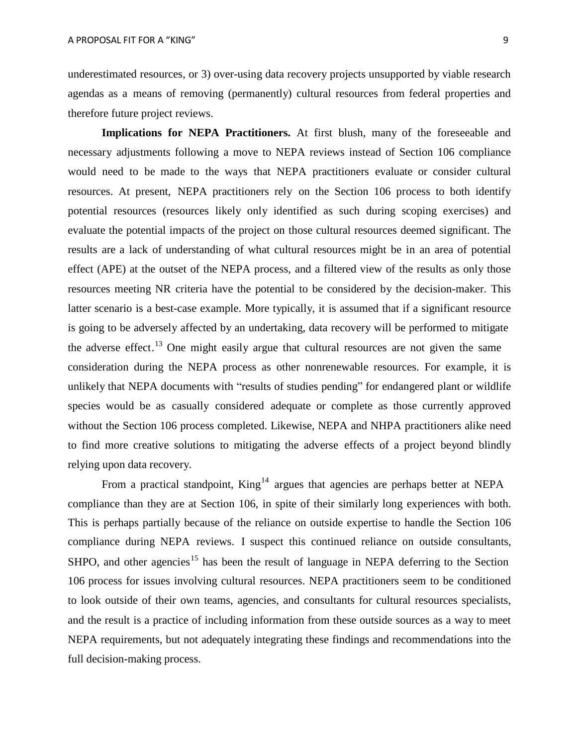underestimated resources, or 3) over-using data recovery projects unsupported by viable research agendas as a means of removing (permanently) cultural resources from federal properties and therefore future project reviews.

**Implications for NEPA Practitioners.** At first blush, many of the foreseeable and necessary adjustments following a move to NEPA reviews instead of Section 106 compliance would need to be made to the ways that NEPA practitioners evaluate or consider cultural resources. At present, NEPA practitioners rely on the Section 106 process to both identify potential resources (resources likely only identified as such during scoping exercises) and evaluate the potential impacts of the project on those cultural resources deemed significant. The results are a lack of understanding of what cultural resources might be in an area of potential effect (APE) at the outset of the NEPA process, and a filtered view of the results as only those resources meeting NR criteria have the potential to be considered by the decision-maker. This latter scenario is a best-case example. More typically, it is assumed that if a significant resource is going to be adversely affected by an undertaking, data recovery will be performed to mitigate the adverse effect.[13] One might easily argue that cultural resources are not given the same consideration during the NEPA process as other nonrenewable resources. For example, it is unlikely that NEPA documents with "results of studies pending" for endangered plant or wildlife species would be as casually considered adequate or complete as those currently approved without the Section 106 process completed. Likewise, NEPA and NHPA practitioners alike need to find more creative solutions to mitigating the adverse effects of a project beyond blindly relying upon data recovery.

From a practical standpoint, King[14] argues that agencies are perhaps better at NEPA compliance than they are at Section 106, in spite of their similarly long experiences with both. This is perhaps partially because of the reliance on outside expertise to handle the Section 106 compliance during NEPA reviews. I suspect this continued reliance on outside consultants, SHPO, and other agencies[15] has been the result of language in NEPA deferring to the Section 106 process for issues involving cultural resources. NEPA practitioners seem to be conditioned to look outside of their own teams, agencies, and consultants for cultural resources specialists, and the result is a practice of including information from these outside sources as a way to meet NEPA requirements, but not adequately integrating these findings and recommendations into the full decision-making process.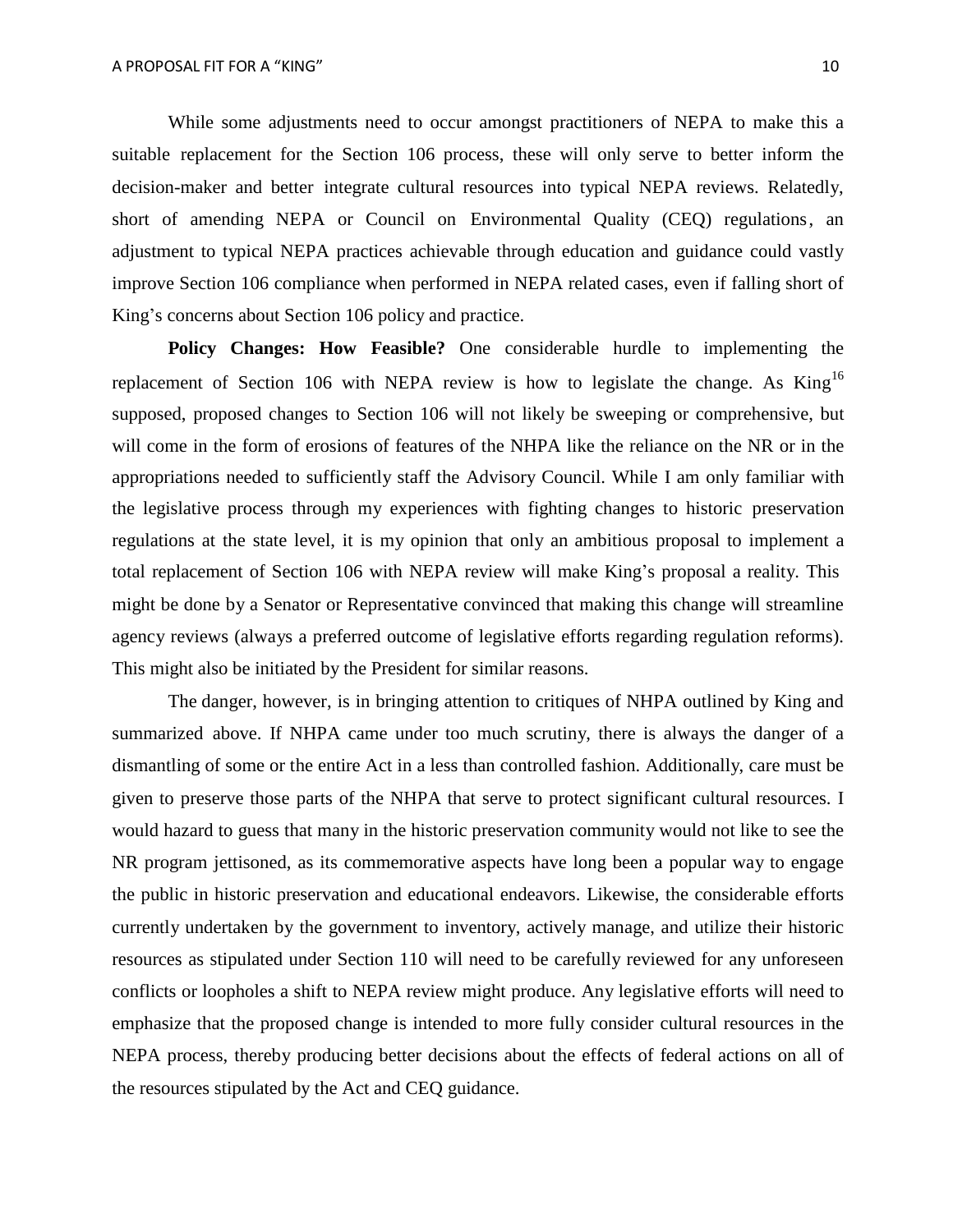While some adjustments need to occur amongst practitioners of NEPA to make this a suitable replacement for the Section 106 process, these will only serve to better inform the decision-maker and better integrate cultural resources into typical NEPA reviews. Relatedly, short of amending NEPA or Council on Environmental Quality (CEQ) regulations, an adjustment to typical NEPA practices achievable through education and guidance could vastly improve Section 106 compliance when performed in NEPA related cases, even if falling short of King's concerns about Section 106 policy and practice.

**Policy Changes: How Feasible?** One considerable hurdle to implementing the replacement of Section 106 with NEPA review is how to legislate the change. As King[16] supposed, proposed changes to Section 106 will not likely be sweeping or comprehensive, but will come in the form of erosions of features of the NHPA like the reliance on the NR or in the appropriations needed to sufficiently staff the Advisory Council. While I am only familiar with the legislative process through my experiences with fighting changes to historic preservation regulations at the state level, it is my opinion that only an ambitious proposal to implement a total replacement of Section 106 with NEPA review will make King's proposal a reality. This might be done by a Senator or Representative convinced that making this change will streamline agency reviews (always a preferred outcome of legislative efforts regarding regulation reforms). This might also be initiated by the President for similar reasons.

The danger, however, is in bringing attention to critiques of NHPA outlined by King and summarized above. If NHPA came under too much scrutiny, there is always the danger of a dismantling of some or the entire Act in a less than controlled fashion. Additionally, care must be given to preserve those parts of the NHPA that serve to protect significant cultural resources. I would hazard to guess that many in the historic preservation community would not like to see the NR program jettisoned, as its commemorative aspects have long been a popular way to engage the public in historic preservation and educational endeavors. Likewise, the considerable efforts currently undertaken by the government to inventory, actively manage, and utilize their historic resources as stipulated under Section 110 will need to be carefully reviewed for any unforeseen conflicts or loopholes a shift to NEPA review might produce. Any legislative efforts will need to emphasize that the proposed change is intended to more fully consider cultural resources in the NEPA process, thereby producing better decisions about the effects of federal actions on all of the resources stipulated by the Act and CEQ guidance.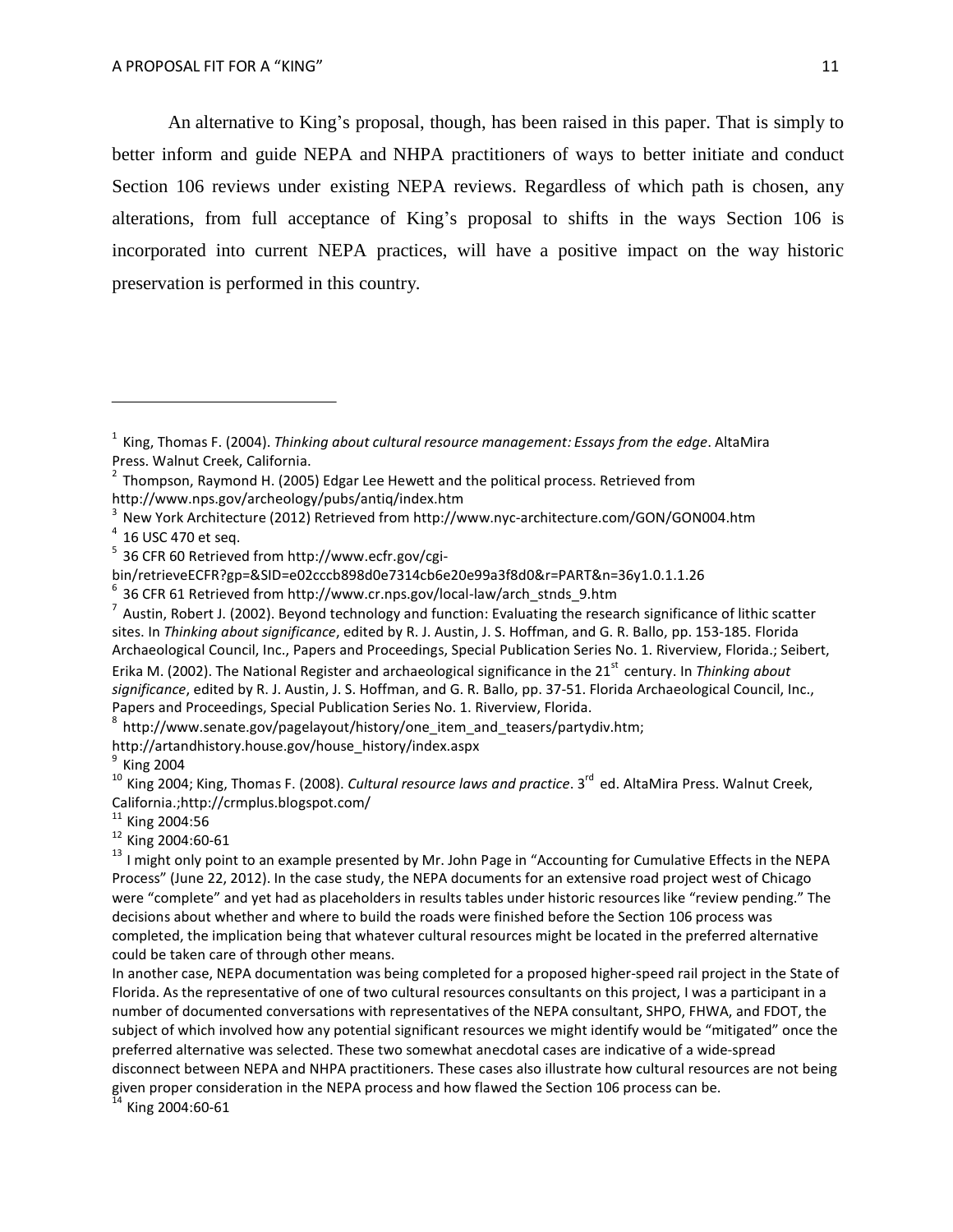An alternative to King's proposal, though, has been raised in this paper. That is simply to better inform and guide NEPA and NHPA practitioners of ways to better initiate and conduct Section 106 reviews under existing NEPA reviews. Regardless of which path is chosen, any alterations, from full acceptance of King's proposal to shifts in the ways Section 106 is incorporated into current NEPA practices, will have a positive impact on the way historic preservation is performed in this country.

---

[1] King, Thomas F. (2004). *Thinking about cultural resource management: Essays from the edge*. AltaMira Press. Walnut Creek, California.

[2] Thompson, Raymond H. (2005) Edgar Lee Hewett and the political process. Retrieved from http://www.nps.gov/archeology/pubs/antiq/index.htm

[3] New York Architecture (2012) Retrieved from http://www.nyc-architecture.com/GON/GON004.htm

[4] 16 USC 470 et seq.

[5] 36 CFR 60 Retrieved from http://www.ecfr.gov/cgi-bin/retrieveECFR?gp=&SID=e02cccb898d0e7314cb6e20e99a3f8d0&r=PART&n=36y1.0.1.1.26

[6] 36 CFR 61 Retrieved from http://www.cr.nps.gov/local-law/arch_stnds_9.htm

[7] Austin, Robert J. (2002). Beyond technology and function: Evaluating the research significance of lithic scatter sites. In *Thinking about significance*, edited by R. J. Austin, J. S. Hoffman, and G. R. Ballo, pp. 153-185. Florida Archaeological Council, Inc., Papers and Proceedings, Special Publication Series No. 1. Riverview, Florida.; Seibert, Erika M. (2002). The National Register and archaeological significance in the 21st century. In *Thinking about significance*, edited by R. J. Austin, J. S. Hoffman, and G. R. Ballo, pp. 37-51. Florida Archaeological Council, Inc., Papers and Proceedings, Special Publication Series No. 1. Riverview, Florida.

[8] http://www.senate.gov/pagelayout/history/one_item_and_teasers/partydiv.htm; http://artandhistory.house.gov/house_history/index.aspx

[9] King 2004

[10] King 2004; King, Thomas F. (2008). *Cultural resource laws and practice*. 3rd ed. AltaMira Press. Walnut Creek, California.;http://crmplus.blogspot.com/

[11] King 2004:56

[12] King 2004:60-61

[13] I might only point to an example presented by Mr. John Page in "Accounting for Cumulative Effects in the NEPA Process" (June 22, 2012). In the case study, the NEPA documents for an extensive road project west of Chicago were "complete" and yet had as placeholders in results tables under historic resources like "review pending." The decisions about whether and where to build the roads were finished before the Section 106 process was completed, the implication being that whatever cultural resources might be located in the preferred alternative could be taken care of through other means.
In another case, NEPA documentation was being completed for a proposed higher-speed rail project in the State of Florida. As the representative of one of two cultural resources consultants on this project, I was a participant in a number of documented conversations with representatives of the NEPA consultant, SHPO, FHWA, and FDOT, the subject of which involved how any potential significant resources we might identify would be "mitigated" once the preferred alternative was selected. These two somewhat anecdotal cases are indicative of a wide-spread disconnect between NEPA and NHPA practitioners. These cases also illustrate how cultural resources are not being given proper consideration in the NEPA process and how flawed the Section 106 process can be.

[14] King 2004:60-61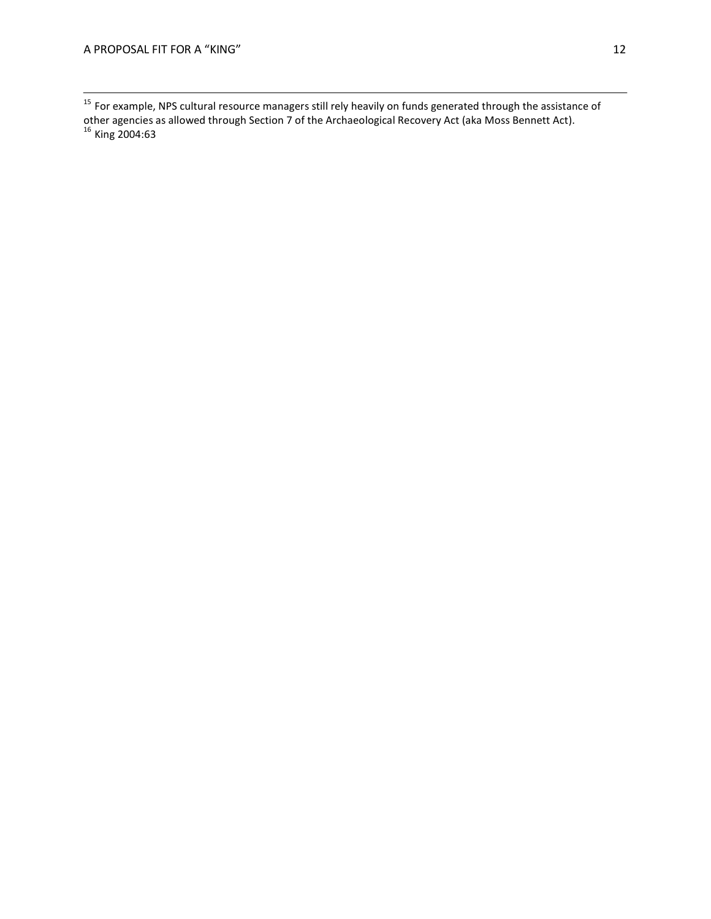[15] For example, NPS cultural resource managers still rely heavily on funds generated through the assistance of other agencies as allowed through Section 7 of the Archaeological Recovery Act (aka Moss Bennett Act).

[16] King 2004:63